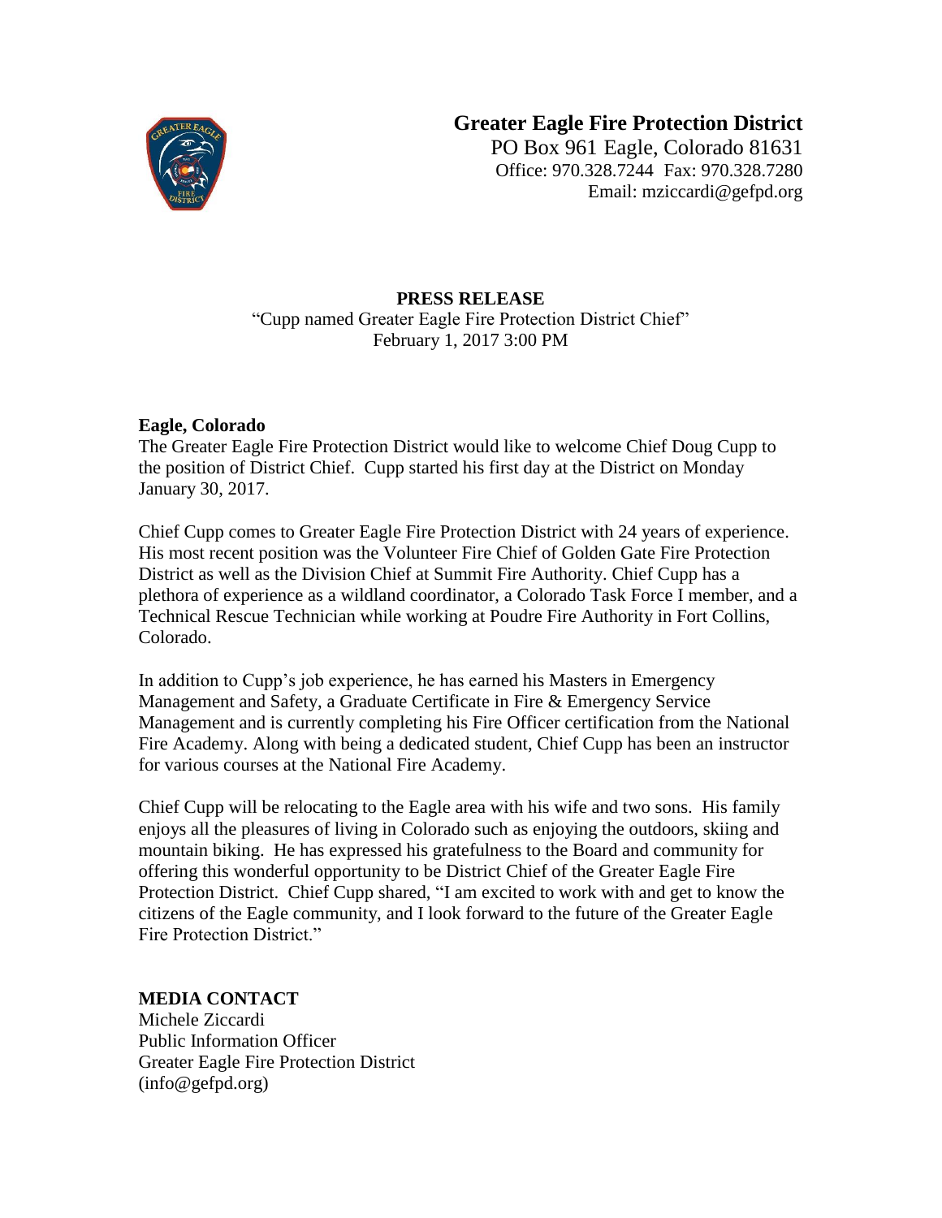# Greater Eagle Fire Protection District

PO Box 961 Eagle, Colorado 81631
Office: 970.328.7244 Fax: 970.328.7280
Email: mziccardi@gefpd.org

**PRESS RELEASE**

"Cupp named Greater Eagle Fire Protection District Chief"
February 1, 2017 3:00 PM

**Eagle, Colorado**

The Greater Eagle Fire Protection District would like to welcome Chief Doug Cupp to the position of District Chief. Cupp started his first day at the District on Monday January 30, 2017.

Chief Cupp comes to Greater Eagle Fire Protection District with 24 years of experience. His most recent position was the Volunteer Fire Chief of Golden Gate Fire Protection District as well as the Division Chief at Summit Fire Authority. Chief Cupp has a plethora of experience as a wildland coordinator, a Colorado Task Force I member, and a Technical Rescue Technician while working at Poudre Fire Authority in Fort Collins, Colorado.

In addition to Cupp's job experience, he has earned his Masters in Emergency Management and Safety, a Graduate Certificate in Fire & Emergency Service Management and is currently completing his Fire Officer certification from the National Fire Academy. Along with being a dedicated student, Chief Cupp has been an instructor for various courses at the National Fire Academy.

Chief Cupp will be relocating to the Eagle area with his wife and two sons. His family enjoys all the pleasures of living in Colorado such as enjoying the outdoors, skiing and mountain biking. He has expressed his gratefulness to the Board and community for offering this wonderful opportunity to be District Chief of the Greater Eagle Fire Protection District. Chief Cupp shared, "I am excited to work with and get to know the citizens of the Eagle community, and I look forward to the future of the Greater Eagle Fire Protection District."

**MEDIA CONTACT**

Michele Ziccardi
Public Information Officer
Greater Eagle Fire Protection District
(info@gefpd.org)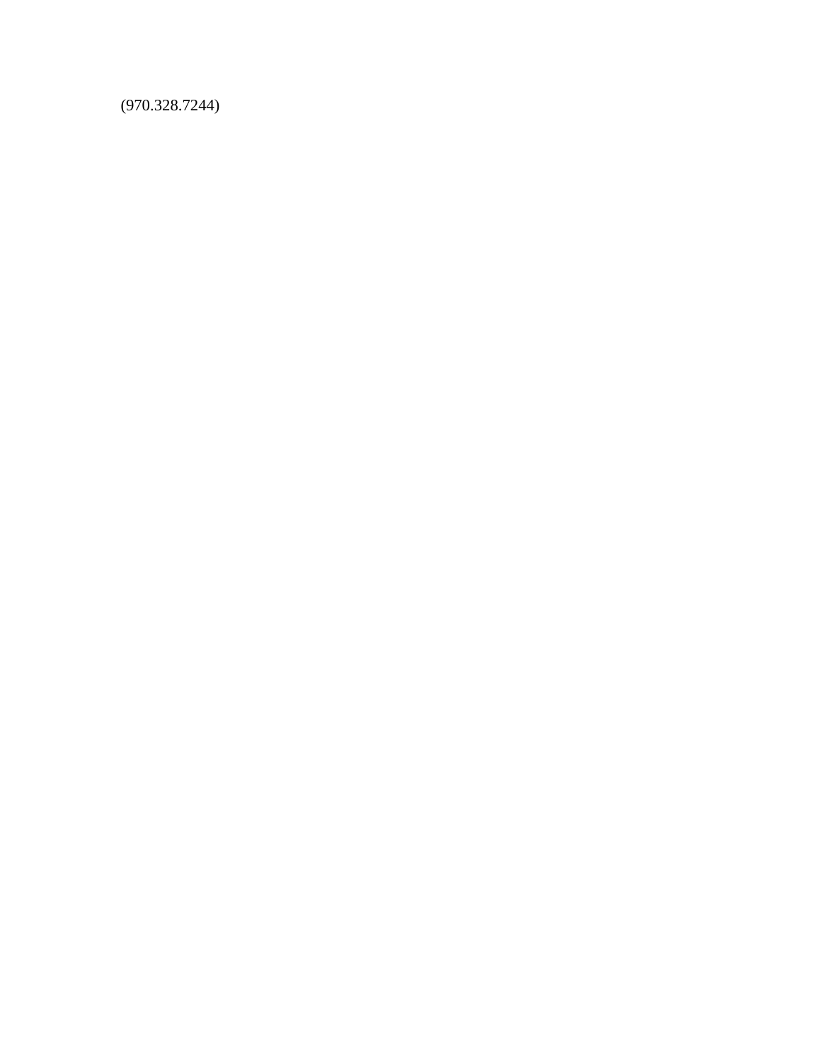(970.328.7244)